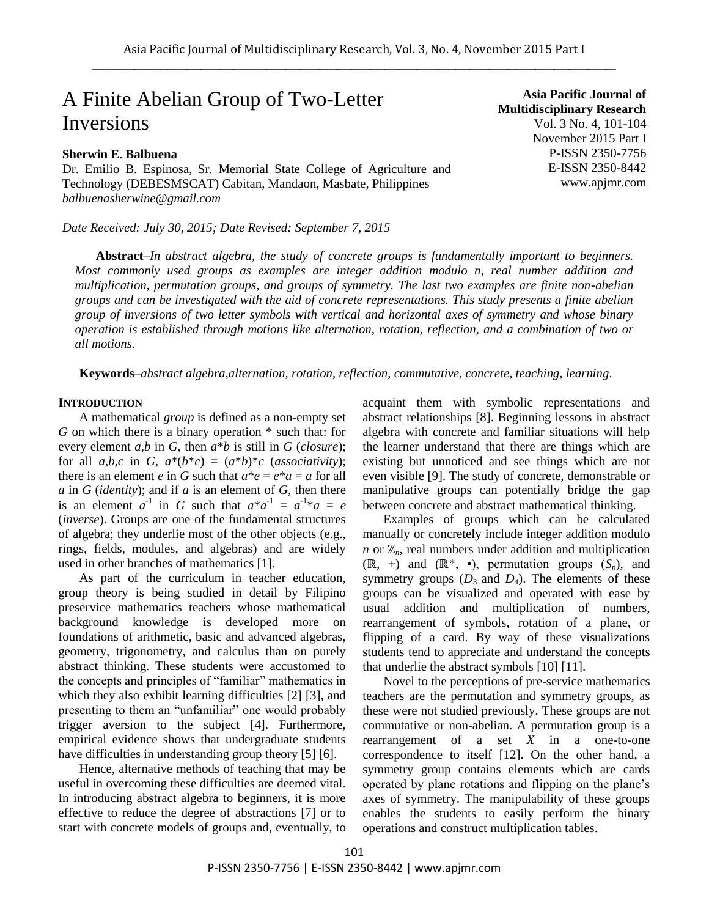# A Finite Abelian Group of Two-Letter Inversions

**Sherwin E. Balbuena**

Dr. Emilio B. Espinosa, Sr. Memorial State College of Agriculture and Technology (DEBESMSCAT) Cabitan, Mandaon, Masbate, Philippines

*balbuenasherwine@gmail.com*

**Asia Pacific Journal of Multidisciplinary Research**
Vol. 3 No. 4, 101-104
November 2015 Part I
P-ISSN 2350-7756
E-ISSN 2350-8442
www.apjmr.com

*Date Received: July 30, 2015; Date Revised: September 7, 2015*

**Abstract**–*In abstract algebra, the study of concrete groups is fundamentally important to beginners. Most commonly used groups as examples are integer addition modulo n, real number addition and multiplication, permutation groups, and groups of symmetry. The last two examples are finite non-abelian groups and can be investigated with the aid of concrete representations. This study presents a finite abelian group of inversions of two letter symbols with vertical and horizontal axes of symmetry and whose binary operation is established through motions like alternation, rotation, reflection, and a combination of two or all motions.*

**Keywords**–*abstract algebra,alternation, rotation, reflection, commutative, concrete, teaching, learning.*

## INTRODUCTION

A mathematical *group* is defined as a non-empty set $G$ on which there is a binary operation * such that: for every element $a,b$ in $G$, then $a*b$ is still in $G$ (*closure*); for all $a,b,c$ in $G$, $a*(b*c) = (a*b)*c$ (*associativity*); there is an element $e$ in $G$ such that $a*e = e*a = a$ for all $a$ in $G$ (*identity*); and if $a$ is an element of $G$, then there is an element $a^{-1}$ in $G$ such that $a*a^{-1} = a^{-1}*a = e$ (*inverse*). Groups are one of the fundamental structures of algebra; they underlie most of the other objects (e.g., rings, fields, modules, and algebras) and are widely used in other branches of mathematics [1].

As part of the curriculum in teacher education, group theory is being studied in detail by Filipino preservice mathematics teachers whose mathematical background knowledge is developed more on foundations of arithmetic, basic and advanced algebras, geometry, trigonometry, and calculus than on purely abstract thinking. These students were accustomed to the concepts and principles of "familiar" mathematics in which they also exhibit learning difficulties [2] [3], and presenting to them an "unfamiliar" one would probably trigger aversion to the subject [4]. Furthermore, empirical evidence shows that undergraduate students have difficulties in understanding group theory [5] [6].

Hence, alternative methods of teaching that may be useful in overcoming these difficulties are deemed vital. In introducing abstract algebra to beginners, it is more effective to reduce the degree of abstractions [7] or to start with concrete models of groups and, eventually, to acquaint them with symbolic representations and abstract relationships [8]. Beginning lessons in abstract algebra with concrete and familiar situations will help the learner understand that there are things which are existing but unnoticed and see things which are not even visible [9]. The study of concrete, demonstrable or manipulative groups can potentially bridge the gap between concrete and abstract mathematical thinking.

Examples of groups which can be calculated manually or concretely include integer addition modulo $n$ or $\mathbb{Z}_n$, real numbers under addition and multiplication $(\mathbb{R}, +)$ and $(\mathbb{R}^*, \bullet)$, permutation groups $(S_n)$, and symmetry groups ($D_3$ and $D_4$). The elements of these groups can be visualized and operated with ease by usual addition and multiplication of numbers, rearrangement of symbols, rotation of a plane, or flipping of a card. By way of these visualizations students tend to appreciate and understand the concepts that underlie the abstract symbols [10] [11].

Novel to the perceptions of pre-service mathematics teachers are the permutation and symmetry groups, as these were not studied previously. These groups are not commutative or non-abelian. A permutation group is a rearrangement of a set $X$ in a one-to-one correspondence to itself [12]. On the other hand, a symmetry group contains elements which are cards operated by plane rotations and flipping on the plane's axes of symmetry. The manipulability of these groups enables the students to easily perform the binary operations and construct multiplication tables.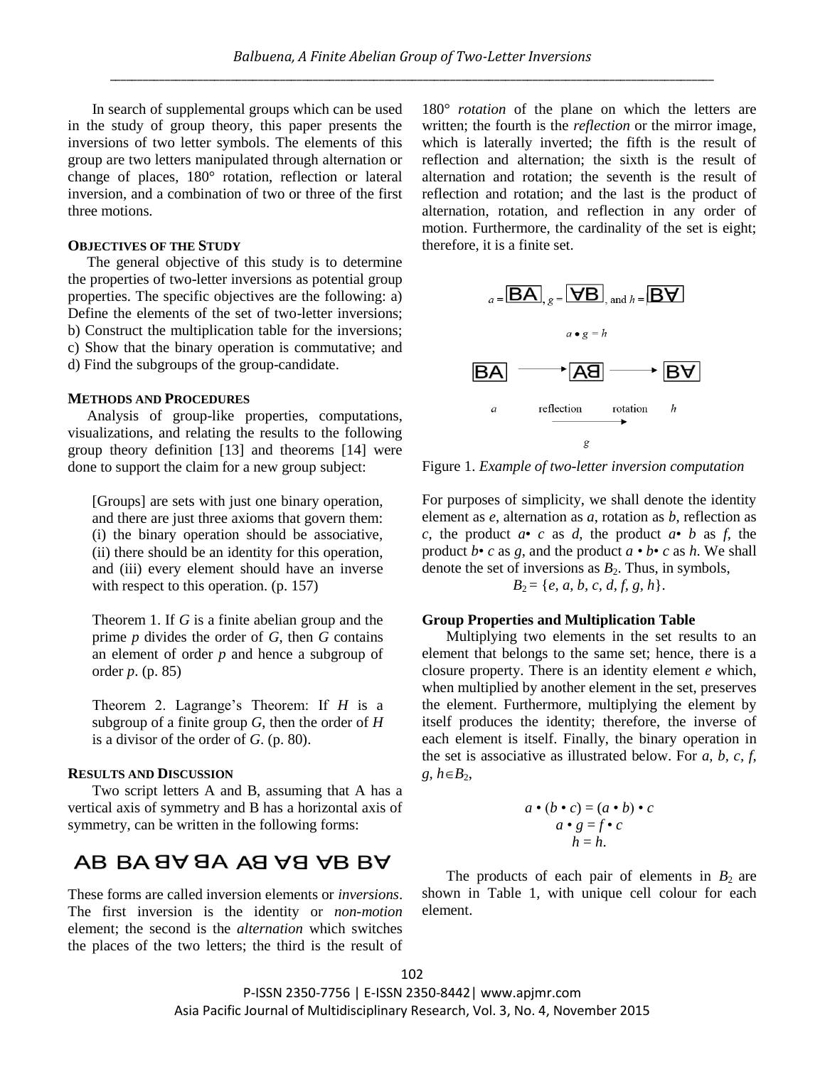In search of supplemental groups which can be used in the study of group theory, this paper presents the inversions of two letter symbols. The elements of this group are two letters manipulated through alternation or change of places, 180° rotation, reflection or lateral inversion, and a combination of two or three of the first three motions.

## OBJECTIVES OF THE STUDY

The general objective of this study is to determine the properties of two-letter inversions as potential group properties. The specific objectives are the following: a) Define the elements of the set of two-letter inversions; b) Construct the multiplication table for the inversions; c) Show that the binary operation is commutative; and d) Find the subgroups of the group-candidate.

## METHODS AND PROCEDURES

Analysis of group-like properties, computations, visualizations, and relating the results to the following group theory definition [13] and theorems [14] were done to support the claim for a new group subject:

> [Groups] are sets with just one binary operation, and there are just three axioms that govern them: (i) the binary operation should be associative, (ii) there should be an identity for this operation, and (iii) every element should have an inverse with respect to this operation. (p. 157)

> Theorem 1. If $G$ is a finite abelian group and the prime $p$ divides the order of $G$, then $G$ contains an element of order $p$ and hence a subgroup of order $p$. (p. 85)

> Theorem 2. Lagrange's Theorem: If $H$ is a subgroup of a finite group $G$, then the order of $H$ is a divisor of the order of $G$. (p. 80).

## RESULTS AND DISCUSSION

Two script letters A and B, assuming that A has a vertical axis of symmetry and B has a horizontal axis of symmetry, can be written in the following forms:

AB BA ꓭ∀ ꓭA Aꓭ ∀ꓭ ∀B B∀

These forms are called inversion elements or *inversions*. The first inversion is the identity or *non-motion* element; the second is the *alternation* which switches the places of the two letters; the third is the result of 180° *rotation* of the plane on which the letters are written; the fourth is the *reflection* or the mirror image, which is laterally inverted; the fifth is the result of reflection and alternation; the sixth is the result of alternation and rotation; the seventh is the result of reflection and rotation; and the last is the product of alternation, rotation, and reflection in any order of motion. Furthermore, the cardinality of the set is eight; therefore, it is a finite set.

$a$ = BA, $g$ = ∀B, and $h$ = B∀

$a \bullet g = h$

BA → Aꓭ → B∀

$a$ — reflection — rotation — $h$

$g$

Figure 1. *Example of two-letter inversion computation*

For purposes of simplicity, we shall denote the identity element as $e$, alternation as $a$, rotation as $b$, reflection as $c$, the product $a \bullet c$ as $d$, the product $a \bullet b$ as $f$, the product $b \bullet c$ as $g$, and the product $a \bullet b \bullet c$ as $h$. We shall denote the set of inversions as $B_2$. Thus, in symbols,

$$B_2 = \{e, a, b, c, d, f, g, h\}.$$

### Group Properties and Multiplication Table

Multiplying two elements in the set results to an element that belongs to the same set; hence, there is a closure property. There is an identity element $e$ which, when multiplied by another element in the set, preserves the element. Furthermore, multiplying the element by itself produces the identity; therefore, the inverse of each element is itself. Finally, the binary operation in the set is associative as illustrated below. For $a, b, c, f, g, h \in B_2$,

$$a \bullet (b \bullet c) = (a \bullet b) \bullet c$$
$$a \bullet g = f \bullet c$$
$$h = h.$$

The products of each pair of elements in $B_2$ are shown in Table 1, with unique cell colour for each element.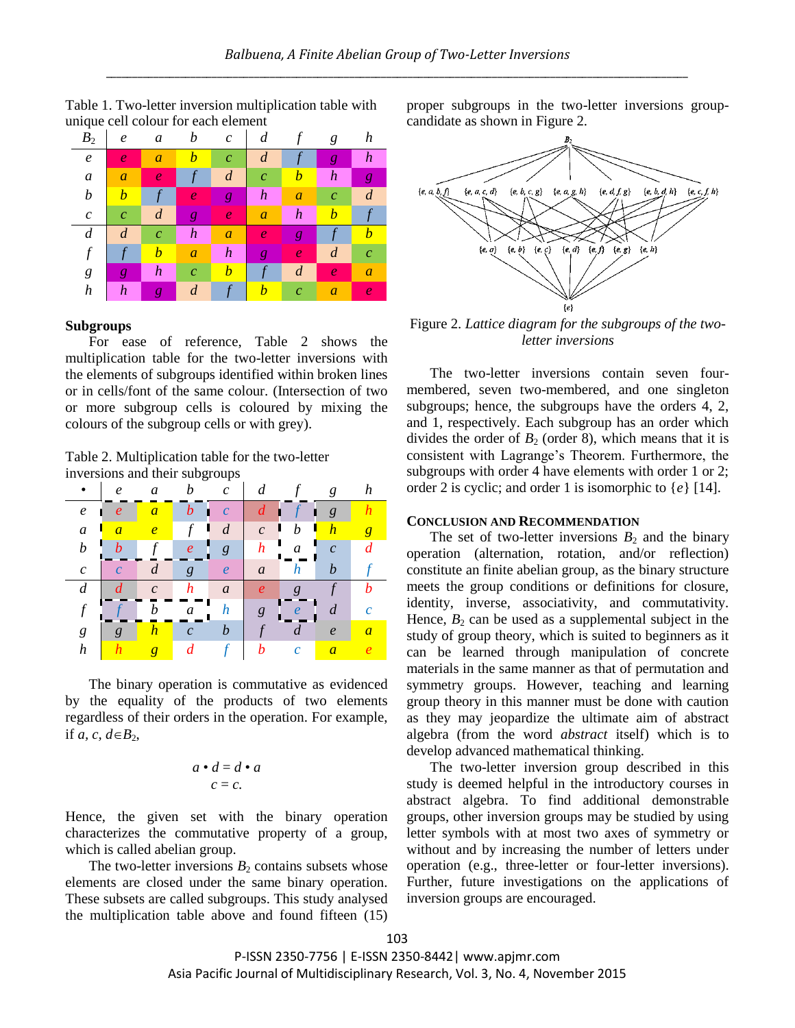Table 1. Two-letter inversion multiplication table with unique cell colour for each element

| $B_2$ | *e* | *a* | *b* | *c* | *d* | *f* | *g* | *h* |
|---|---|---|---|---|---|---|---|---|
| *e* | *e* | *a* | *b* | *c* | *d* | *f* | *g* | *h* |
| *a* | *a* | *e* | *f* | *d* | *c* | *b* | *h* | *g* |
| *b* | *b* | *f* | *e* | *g* | *h* | *a* | *c* | *d* |
| *c* | *c* | *d* | *g* | *e* | *a* | *h* | *b* | *f* |
| *d* | *d* | *c* | *h* | *a* | *e* | *g* | *f* | *b* |
| *f* | *f* | *b* | *a* | *h* | *g* | *e* | *d* | *c* |
| *g* | *g* | *h* | *c* | *b* | *f* | *d* | *e* | *a* |
| *h* | *h* | *g* | *d* | *f* | *b* | *c* | *a* | *e* |

**Subgroups**

For ease of reference, Table 2 shows the multiplication table for the two-letter inversions with the elements of subgroups identified within broken lines or in cells/font of the same colour. (Intersection of two or more subgroup cells is coloured by mixing the colours of the subgroup cells or with grey).

Table 2. Multiplication table for the two-letter inversions and their subgroups

| • | *e* | *a* | *b* | *c* | *d* | *f* | *g* | *h* |
|---|---|---|---|---|---|---|---|---|
| *e* | *e* | *a* | *b* | *c* | *d* | *f* | *g* | *h* |
| *a* | *a* | *e* | *f* | *d* | *c* | *b* | *h* | *g* |
| *b* | *b* | *f* | *e* | *g* | *h* | *a* | *c* | *d* |
| *c* | *c* | *d* | *g* | *e* | *a* | *h* | *b* | *f* |
| *d* | *d* | *c* | *h* | *a* | *e* | *g* | *f* | *b* |
| *f* | *f* | *b* | *a* | *h* | *g* | *e* | *d* | *c* |
| *g* | *g* | *h* | *c* | *b* | *f* | *d* | *e* | *a* |
| *h* | *h* | *g* | *d* | *f* | *b* | *c* | *a* | *e* |

The binary operation is commutative as evidenced by the equality of the products of two elements regardless of their orders in the operation. For example, if $a, c, d \in B_2$,

$$a \bullet d = d \bullet a$$
$$c = c.$$

Hence, the given set with the binary operation characterizes the commutative property of a group, which is called abelian group.

The two-letter inversions $B_2$ contains subsets whose elements are closed under the same binary operation. These subsets are called subgroups. This study analysed the multiplication table above and found fifteen (15) proper subgroups in the two-letter inversions group-candidate as shown in Figure 2.

$B_2$

{e, a, b, f} {e, a, c, d} {e, b, c, g} {e, a, g, h} {e, d, f, g} {e, b, d, h} {e, c, f, h}

{e, a} {e, b} {e, c} {e, d} {e, f} {e, g} {e, h}

{e}

Figure 2. *Lattice diagram for the subgroups of the two-letter inversions*

The two-letter inversions contain seven four-membered, seven two-membered, and one singleton subgroups; hence, the subgroups have the orders 4, 2, and 1, respectively. Each subgroup has an order which divides the order of $B_2$ (order 8), which means that it is consistent with Lagrange's Theorem. Furthermore, the subgroups with order 4 have elements with order 1 or 2; order 2 is cyclic; and order 1 is isomorphic to $\{e\}$ [14].

**CONCLUSION AND RECOMMENDATION**

The set of two-letter inversions $B_2$ and the binary operation (alternation, rotation, and/or reflection) constitute an finite abelian group, as the binary structure meets the group conditions or definitions for closure, identity, inverse, associativity, and commutativity. Hence, $B_2$ can be used as a supplemental subject in the study of group theory, which is suited to beginners as it can be learned through manipulation of concrete materials in the same manner as that of permutation and symmetry groups. However, teaching and learning group theory in this manner must be done with caution as they may jeopardize the ultimate aim of abstract algebra (from the word *abstract* itself) which is to develop advanced mathematical thinking.

The two-letter inversion group described in this study is deemed helpful in the introductory courses in abstract algebra. To find additional demonstrable groups, other inversion groups may be studied by using letter symbols with at most two axes of symmetry or without and by increasing the number of letters under operation (e.g., three-letter or four-letter inversions). Further, future investigations on the applications of inversion groups are encouraged.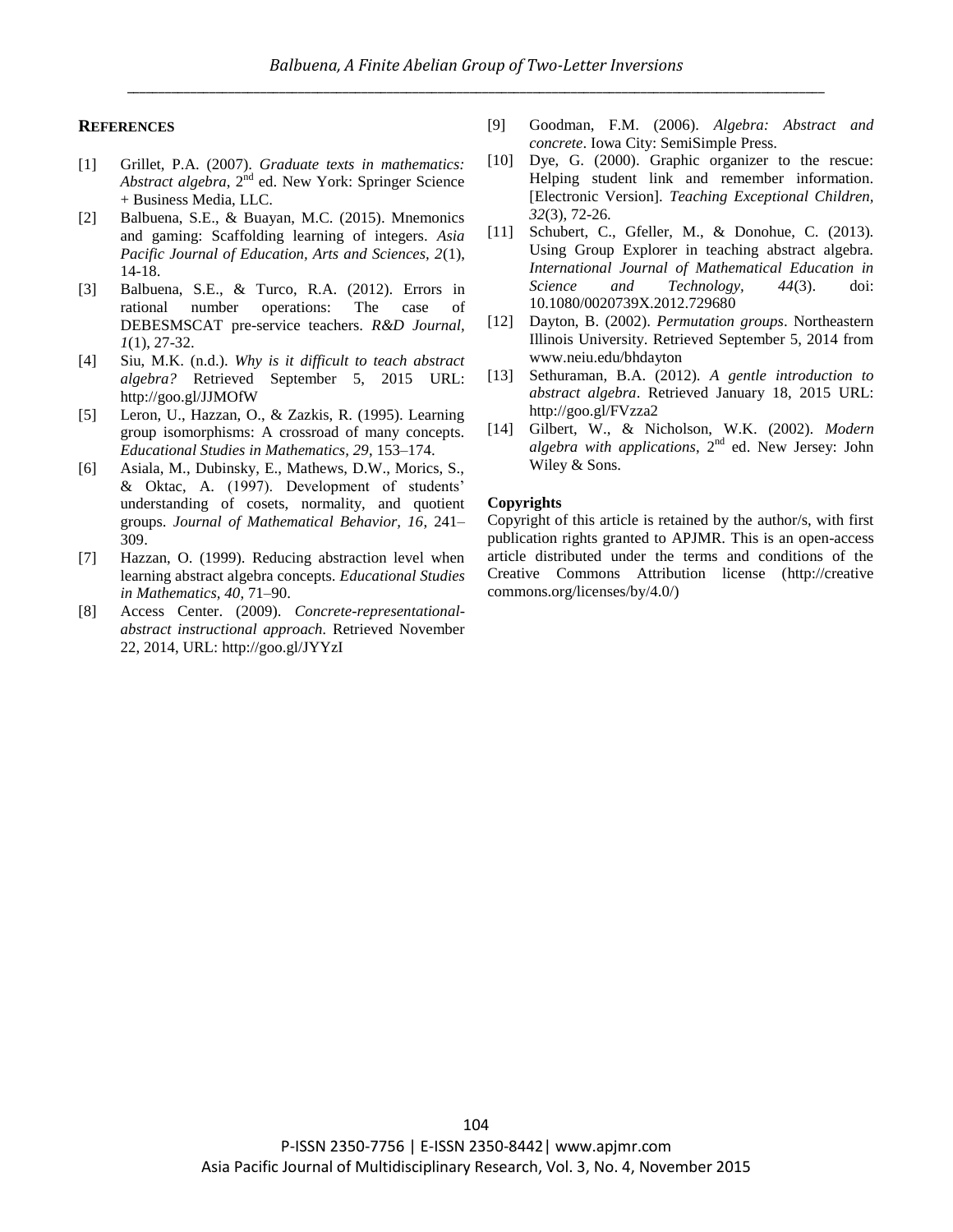## REFERENCES

[1] Grillet, P.A. (2007). *Graduate texts in mathematics: Abstract algebra*, 2nd ed. New York: Springer Science + Business Media, LLC.

[2] Balbuena, S.E., & Buayan, M.C. (2015). Mnemonics and gaming: Scaffolding learning of integers. *Asia Pacific Journal of Education, Arts and Sciences, 2*(1), 14-18.

[3] Balbuena, S.E., & Turco, R.A. (2012). Errors in rational number operations: The case of DEBESMSCAT pre-service teachers. *R&D Journal, 1*(1), 27-32.

[4] Siu, M.K. (n.d.). *Why is it difficult to teach abstract algebra?* Retrieved September 5, 2015 URL: http://goo.gl/JJMOfW

[5] Leron, U., Hazzan, O., & Zazkis, R. (1995). Learning group isomorphisms: A crossroad of many concepts. *Educational Studies in Mathematics, 29*, 153–174.

[6] Asiala, M., Dubinsky, E., Mathews, D.W., Morics, S., & Oktac, A. (1997). Development of students' understanding of cosets, normality, and quotient groups. *Journal of Mathematical Behavior, 16*, 241–309.

[7] Hazzan, O. (1999). Reducing abstraction level when learning abstract algebra concepts. *Educational Studies in Mathematics, 40*, 71–90.

[8] Access Center. (2009). *Concrete-representational-abstract instructional approach.* Retrieved November 22, 2014, URL: http://goo.gl/JYYzI

[9] Goodman, F.M. (2006). *Algebra: Abstract and concrete*. Iowa City: SemiSimple Press.

[10] Dye, G. (2000). Graphic organizer to the rescue: Helping student link and remember information. [Electronic Version]. *Teaching Exceptional Children, 32*(3), 72-26.

[11] Schubert, C., Gfeller, M., & Donohue, C. (2013). Using Group Explorer in teaching abstract algebra. *International Journal of Mathematical Education in Science and Technology, 44*(3). doi: 10.1080/0020739X.2012.729680

[12] Dayton, B. (2002). *Permutation groups*. Northeastern Illinois University. Retrieved September 5, 2014 from www.neiu.edu/bhdayton

[13] Sethuraman, B.A. (2012). *A gentle introduction to abstract algebra*. Retrieved January 18, 2015 URL: http://goo.gl/FVzza2

[14] Gilbert, W., & Nicholson, W.K. (2002). *Modern algebra with applications*, 2nd ed. New Jersey: John Wiley & Sons.

**Copyrights**

Copyright of this article is retained by the author/s, with first publication rights granted to APJMR. This is an open-access article distributed under the terms and conditions of the Creative Commons Attribution license (http://creative commons.org/licenses/by/4.0/)